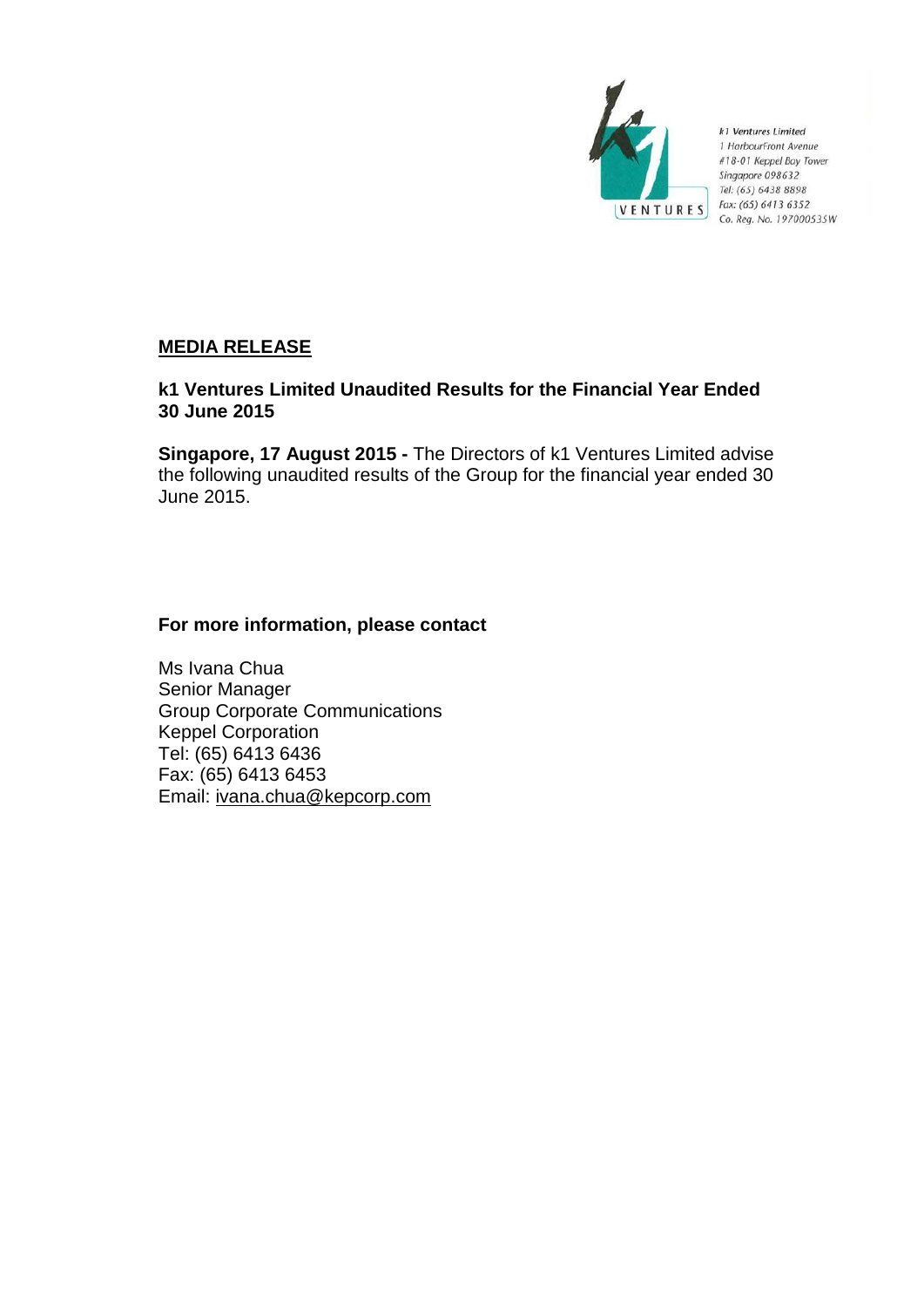k1 Ventures Limited
1 HarbourFront Avenue
#18-01 Keppel Bay Tower
Singapore 098632
Tel: (65) 6438 8898
Fax: (65) 6413 6352
Co. Reg. No. 197000535W

## MEDIA RELEASE

### k1 Ventures Limited Unaudited Results for the Financial Year Ended 30 June 2015

**Singapore, 17 August 2015 -** The Directors of k1 Ventures Limited advise the following unaudited results of the Group for the financial year ended 30 June 2015.

### For more information, please contact

Ms Ivana Chua
Senior Manager
Group Corporate Communications
Keppel Corporation
Tel: (65) 6413 6436
Fax: (65) 6413 6453
Email: ivana.chua@kepcorp.com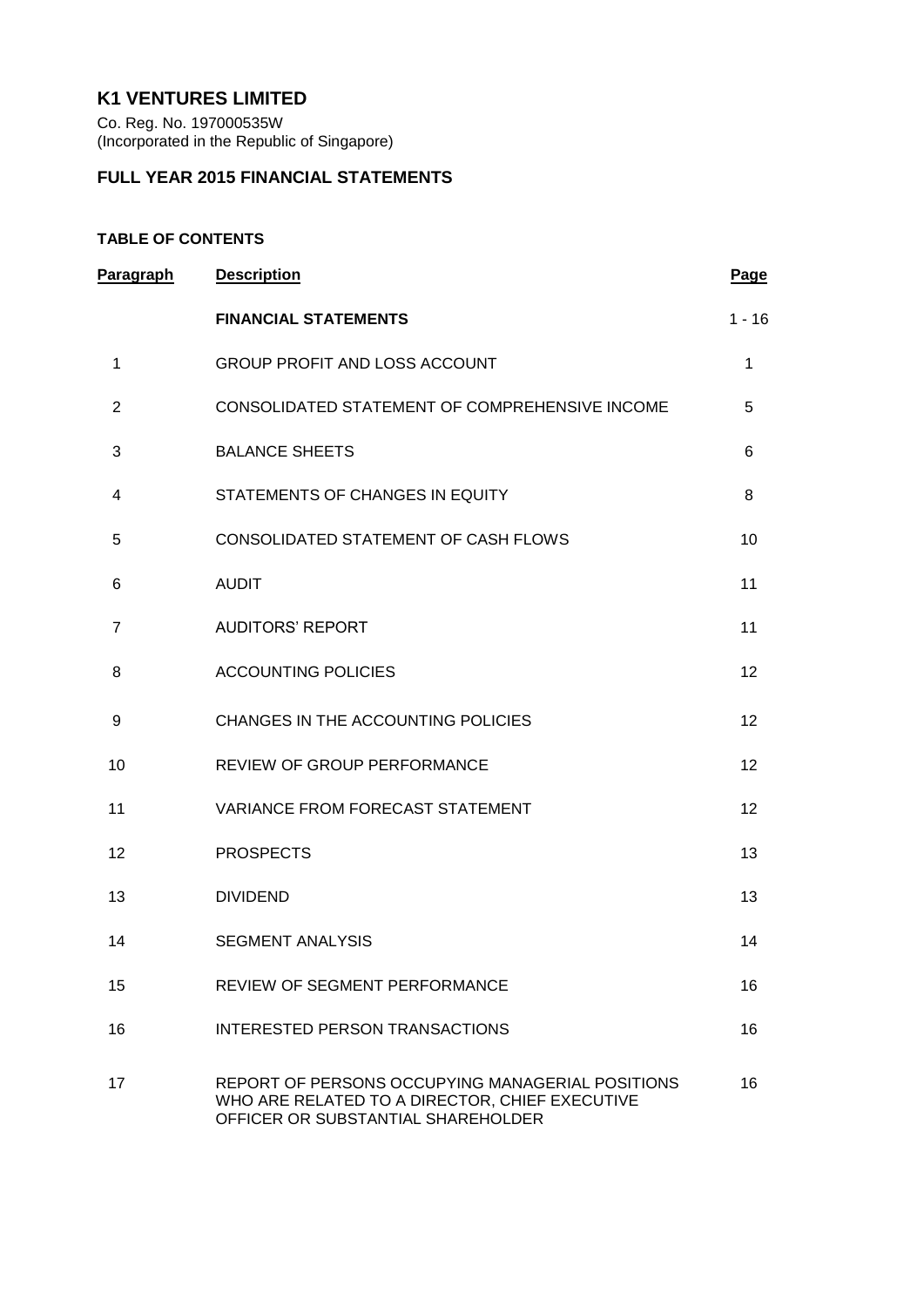# K1 VENTURES LIMITED

Co. Reg. No. 197000535W
(Incorporated in the Republic of Singapore)

## FULL YEAR 2015 FINANCIAL STATEMENTS

### TABLE OF CONTENTS

| Paragraph | Description | Page |
|---|---|---|
| | **FINANCIAL STATEMENTS** | 1 - 16 |
| 1 | GROUP PROFIT AND LOSS ACCOUNT | 1 |
| 2 | CONSOLIDATED STATEMENT OF COMPREHENSIVE INCOME | 5 |
| 3 | BALANCE SHEETS | 6 |
| 4 | STATEMENTS OF CHANGES IN EQUITY | 8 |
| 5 | CONSOLIDATED STATEMENT OF CASH FLOWS | 10 |
| 6 | AUDIT | 11 |
| 7 | AUDITORS' REPORT | 11 |
| 8 | ACCOUNTING POLICIES | 12 |
| 9 | CHANGES IN THE ACCOUNTING POLICIES | 12 |
| 10 | REVIEW OF GROUP PERFORMANCE | 12 |
| 11 | VARIANCE FROM FORECAST STATEMENT | 12 |
| 12 | PROSPECTS | 13 |
| 13 | DIVIDEND | 13 |
| 14 | SEGMENT ANALYSIS | 14 |
| 15 | REVIEW OF SEGMENT PERFORMANCE | 16 |
| 16 | INTERESTED PERSON TRANSACTIONS | 16 |
| 17 | REPORT OF PERSONS OCCUPYING MANAGERIAL POSITIONS WHO ARE RELATED TO A DIRECTOR, CHIEF EXECUTIVE OFFICER OR SUBSTANTIAL SHAREHOLDER | 16 |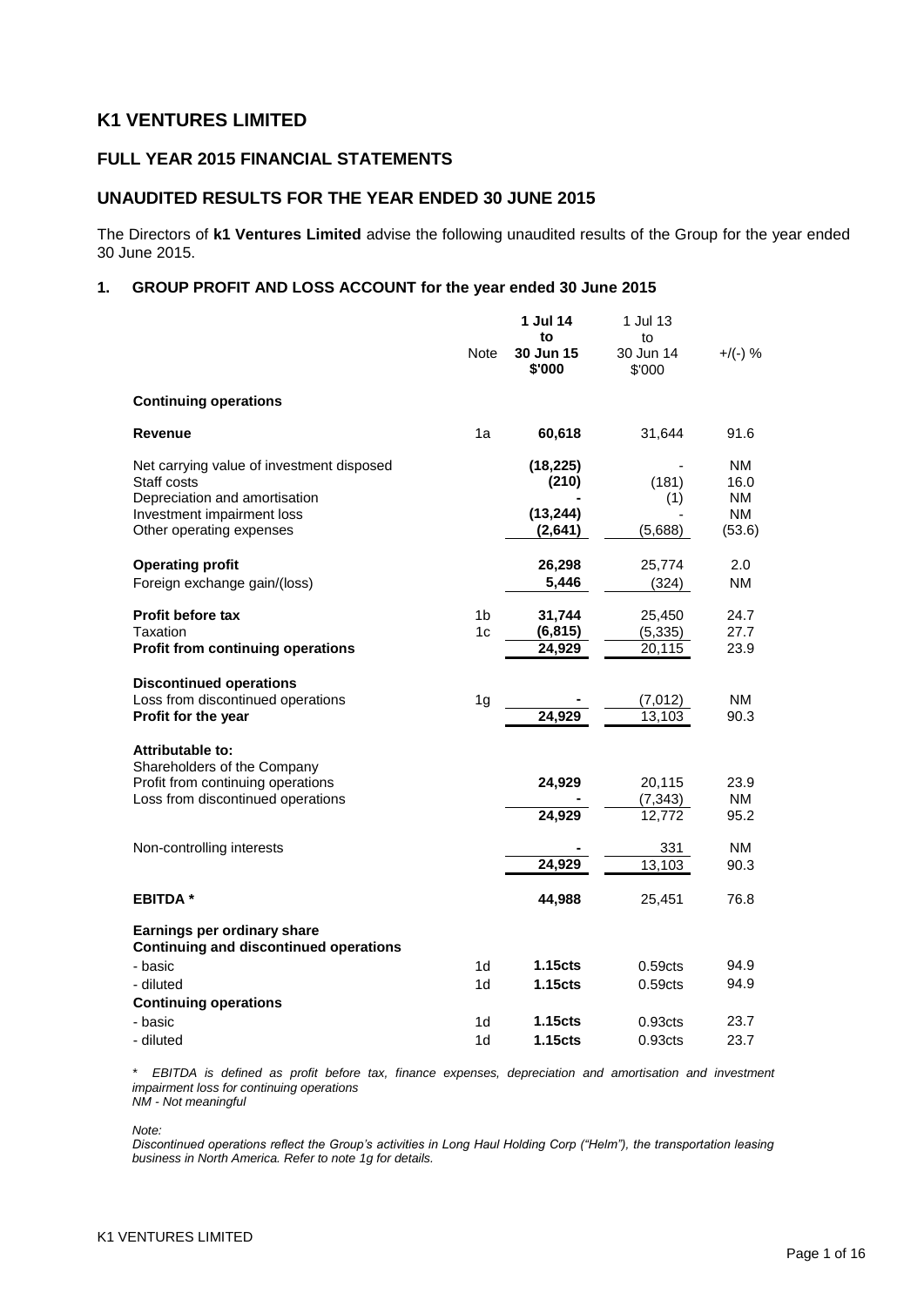# K1 VENTURES LIMITED

## FULL YEAR 2015 FINANCIAL STATEMENTS

## UNAUDITED RESULTS FOR THE YEAR ENDED 30 JUNE 2015

The Directors of **k1 Ventures Limited** advise the following unaudited results of the Group for the year ended 30 June 2015.

### 1. GROUP PROFIT AND LOSS ACCOUNT for the year ended 30 June 2015

| | Note | **1 Jul 14 to 30 Jun 15 $'000** | 1 Jul 13 to 30 Jun 14 $'000 | +/(-) % |
|---|---|---|---|---|
| **Continuing operations** | | | | |
| **Revenue** | 1a | **60,618** | 31,644 | 91.6 |
| Net carrying value of investment disposed | | **(18,225)** | - | NM |
| Staff costs | | **(210)** | (181) | 16.0 |
| Depreciation and amortisation | | **-** | (1) | NM |
| Investment impairment loss | | **(13,244)** | - | NM |
| Other operating expenses | | **(2,641)** | (5,688) | (53.6) |
| **Operating profit** | | **26,298** | 25,774 | 2.0 |
| Foreign exchange gain/(loss) | | **5,446** | (324) | NM |
| **Profit before tax** | 1b | **31,744** | 25,450 | 24.7 |
| Taxation | 1c | **(6,815)** | (5,335) | 27.7 |
| **Profit from continuing operations** | | **24,929** | 20,115 | 23.9 |
| **Discontinued operations** | | | | |
| Loss from discontinued operations | 1g | **-** | (7,012) | NM |
| **Profit for the year** | | **24,929** | 13,103 | 90.3 |
| **Attributable to:** | | | | |
| Shareholders of the Company | | | | |
| Profit from continuing operations | | **24,929** | 20,115 | 23.9 |
| Loss from discontinued operations | | **-** | (7,343) | NM |
| | | **24,929** | 12,772 | 95.2 |
| Non-controlling interests | | **-** | 331 | NM |
| | | **24,929** | 13,103 | 90.3 |
| **EBITDA \*** | | **44,988** | 25,451 | 76.8 |
| **Earnings per ordinary share** | | | | |
| **Continuing and discontinued operations** | | | | |
| - basic | 1d | **1.15cts** | 0.59cts | 94.9 |
| - diluted | 1d | **1.15cts** | 0.59cts | 94.9 |
| **Continuing operations** | | | | |
| - basic | 1d | **1.15cts** | 0.93cts | 23.7 |
| - diluted | 1d | **1.15cts** | 0.93cts | 23.7 |

*\* EBITDA is defined as profit before tax, finance expenses, depreciation and amortisation and investment impairment loss for continuing operations*
*NM - Not meaningful*

*Note:*
*Discontinued operations reflect the Group's activities in Long Haul Holding Corp ("Helm"), the transportation leasing business in North America. Refer to note 1g for details.*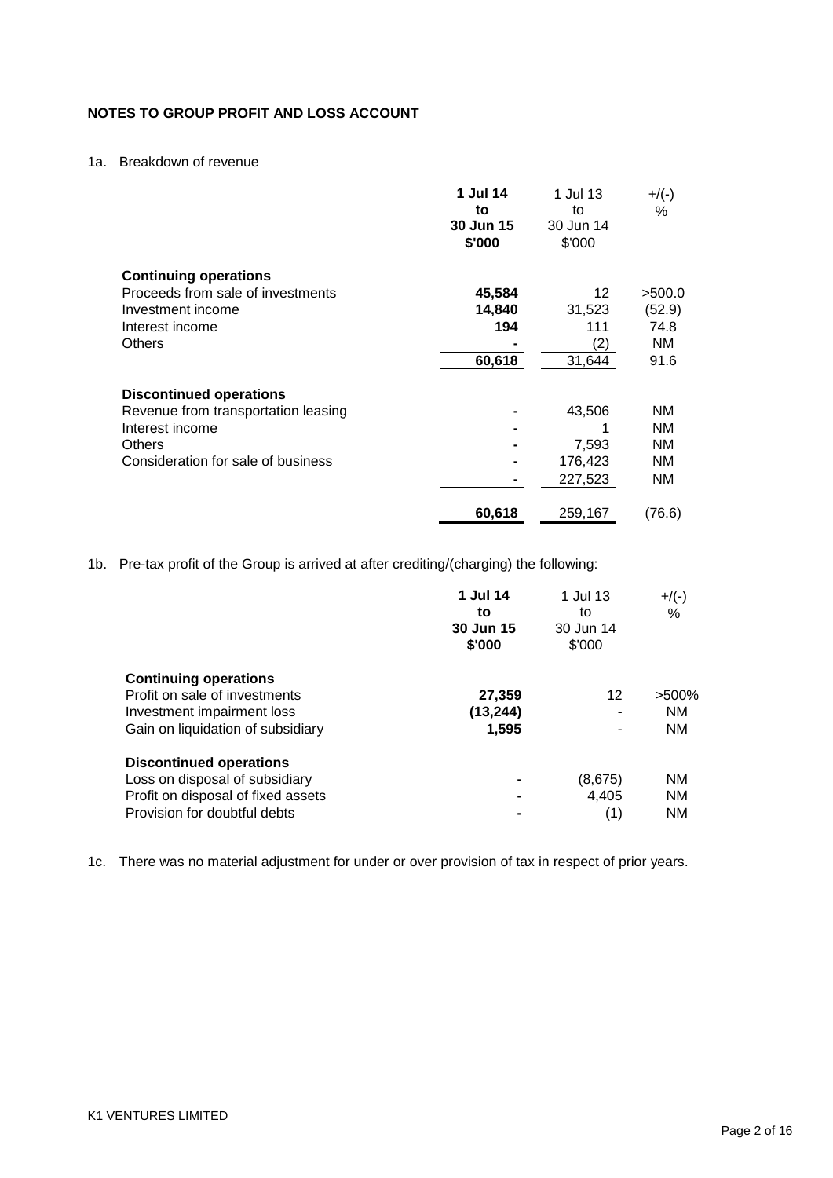## NOTES TO GROUP PROFIT AND LOSS ACCOUNT

1a. Breakdown of revenue

| | **1 Jul 14 to 30 Jun 15 $'000** | 1 Jul 13 to 30 Jun 14 $'000 | +/(-) % |
|---|---|---|---|
| **Continuing operations** | | | |
| Proceeds from sale of investments | **45,584** | 12 | >500.0 |
| Investment income | **14,840** | 31,523 | (52.9) |
| Interest income | **194** | 111 | 74.8 |
| Others | **-** | (2) | NM |
| | **60,618** | 31,644 | 91.6 |
| **Discontinued operations** | | | |
| Revenue from transportation leasing | **-** | 43,506 | NM |
| Interest income | **-** | 1 | NM |
| Others | **-** | 7,593 | NM |
| Consideration for sale of business | **-** | 176,423 | NM |
| | **-** | 227,523 | NM |
| | **60,618** | 259,167 | (76.6) |

1b. Pre-tax profit of the Group is arrived at after crediting/(charging) the following:

| | **1 Jul 14 to 30 Jun 15 $'000** | 1 Jul 13 to 30 Jun 14 $'000 | +/(-) % |
|---|---|---|---|
| **Continuing operations** | | | |
| Profit on sale of investments | **27,359** | 12 | >500% |
| Investment impairment loss | **(13,244)** | - | NM |
| Gain on liquidation of subsidiary | **1,595** | - | NM |
| **Discontinued operations** | | | |
| Loss on disposal of subsidiary | **-** | (8,675) | NM |
| Profit on disposal of fixed assets | **-** | 4,405 | NM |
| Provision for doubtful debts | **-** | (1) | NM |

1c. There was no material adjustment for under or over provision of tax in respect of prior years.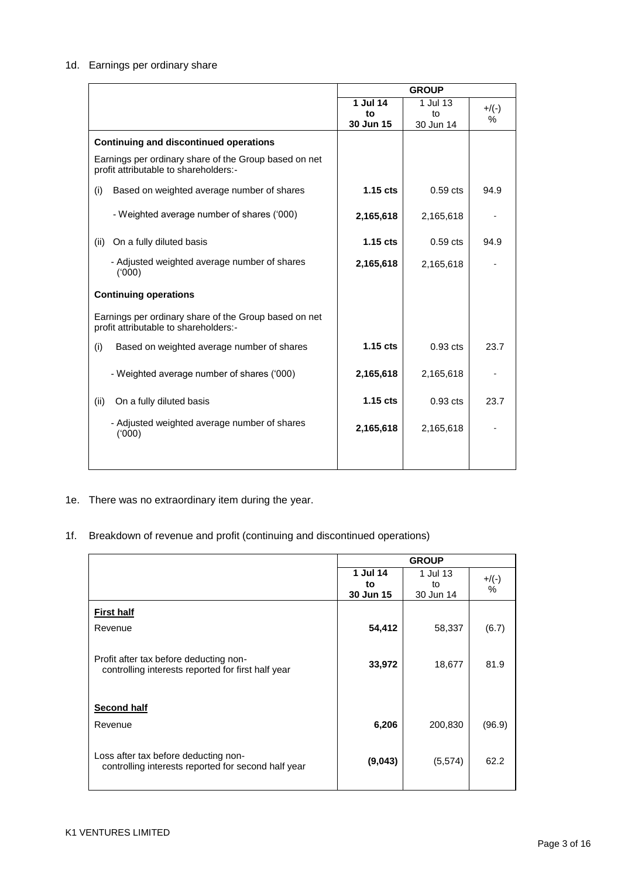1d. Earnings per ordinary share

| | GROUP | | |
|---|---|---|---|
| | **1 Jul 14 to 30 Jun 15** | 1 Jul 13 to 30 Jun 14 | +/(-) % |
| **Continuing and discontinued operations** | | | |
| Earnings per ordinary share of the Group based on net profit attributable to shareholders:- | | | |
| (i) Based on weighted average number of shares | **1.15 cts** | 0.59 cts | 94.9 |
| - Weighted average number of shares ('000) | **2,165,618** | 2,165,618 | - |
| (ii) On a fully diluted basis | **1.15 cts** | 0.59 cts | 94.9 |
| - Adjusted weighted average number of shares ('000) | **2,165,618** | 2,165,618 | - |
| **Continuing operations** | | | |
| Earnings per ordinary share of the Group based on net profit attributable to shareholders:- | | | |
| (i) Based on weighted average number of shares | **1.15 cts** | 0.93 cts | 23.7 |
| - Weighted average number of shares ('000) | **2,165,618** | 2,165,618 | - |
| (ii) On a fully diluted basis | **1.15 cts** | 0.93 cts | 23.7 |
| - Adjusted weighted average number of shares ('000) | **2,165,618** | 2,165,618 | - |

1e. There was no extraordinary item during the year.

1f. Breakdown of revenue and profit (continuing and discontinued operations)

| | GROUP | | |
|---|---|---|---|
| | **1 Jul 14 to 30 Jun 15** | 1 Jul 13 to 30 Jun 14 | +/(-) % |
| **First half** | | | |
| Revenue | **54,412** | 58,337 | (6.7) |
| Profit after tax before deducting non-controlling interests reported for first half year | **33,972** | 18,677 | 81.9 |
| **Second half** | | | |
| Revenue | **6,206** | 200,830 | (96.9) |
| Loss after tax before deducting non-controlling interests reported for second half year | **(9,043)** | (5,574) | 62.2 |

K1 VENTURES LIMITED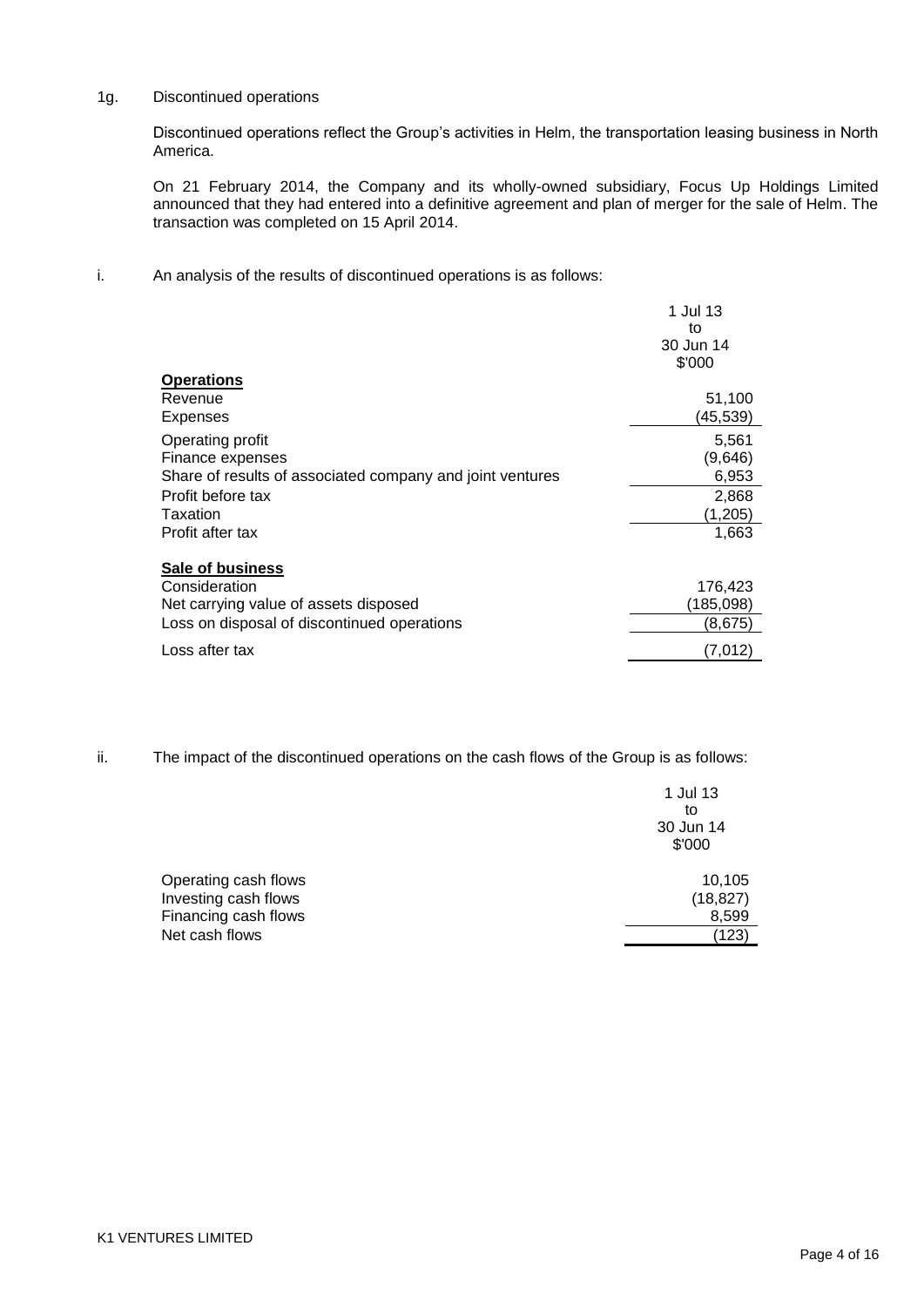1g. Discontinued operations

Discontinued operations reflect the Group's activities in Helm, the transportation leasing business in North America.

On 21 February 2014, the Company and its wholly-owned subsidiary, Focus Up Holdings Limited announced that they had entered into a definitive agreement and plan of merger for the sale of Helm. The transaction was completed on 15 April 2014.

i. An analysis of the results of discontinued operations is as follows:

| | 1 Jul 13 to 30 Jun 14 $'000 |
|---|---|
| **Operations** | |
| Revenue | 51,100 |
| Expenses | (45,539) |
| Operating profit | 5,561 |
| Finance expenses | (9,646) |
| Share of results of associated company and joint ventures | 6,953 |
| Profit before tax | 2,868 |
| Taxation | (1,205) |
| Profit after tax | 1,663 |
| **Sale of business** | |
| Consideration | 176,423 |
| Net carrying value of assets disposed | (185,098) |
| Loss on disposal of discontinued operations | (8,675) |
| Loss after tax | (7,012) |

ii. The impact of the discontinued operations on the cash flows of the Group is as follows:

| | 1 Jul 13 to 30 Jun 14 $'000 |
|---|---|
| Operating cash flows | 10,105 |
| Investing cash flows | (18,827) |
| Financing cash flows | 8,599 |
| Net cash flows | (123) |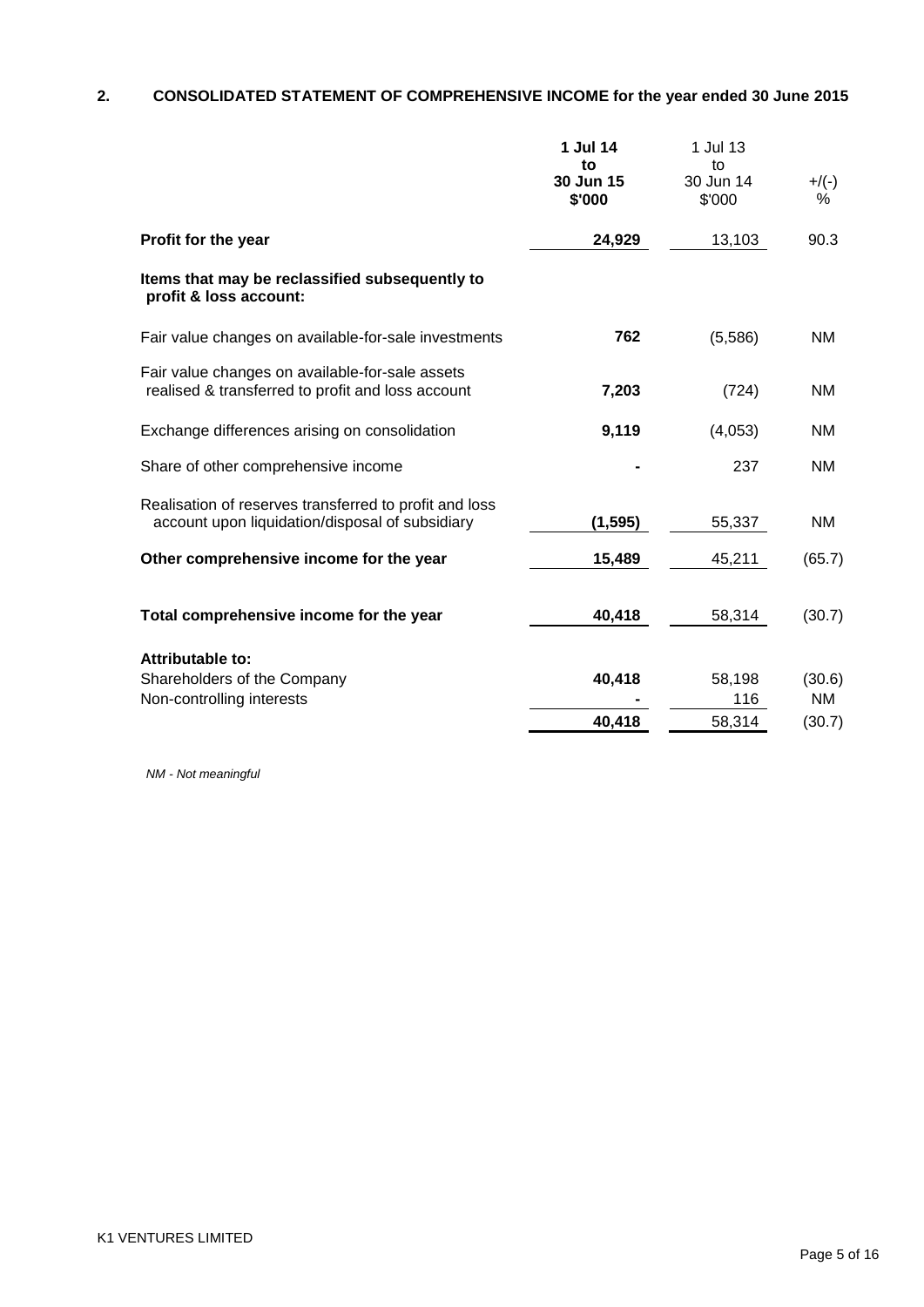## 2. CONSOLIDATED STATEMENT OF COMPREHENSIVE INCOME for the year ended 30 June 2015

| | **1 Jul 14 to 30 Jun 15 $'000** | 1 Jul 13 to 30 Jun 14 $'000 | +/(-) % |
|---|---|---|---|
| **Profit for the year** | **24,929** | 13,103 | 90.3 |
| **Items that may be reclassified subsequently to profit & loss account:** | | | |
| Fair value changes on available-for-sale investments | **762** | (5,586) | NM |
| Fair value changes on available-for-sale assets realised & transferred to profit and loss account | **7,203** | (724) | NM |
| Exchange differences arising on consolidation | **9,119** | (4,053) | NM |
| Share of other comprehensive income | **-** | 237 | NM |
| Realisation of reserves transferred to profit and loss account upon liquidation/disposal of subsidiary | **(1,595)** | 55,337 | NM |
| **Other comprehensive income for the year** | **15,489** | 45,211 | (65.7) |
| **Total comprehensive income for the year** | **40,418** | 58,314 | (30.7) |
| **Attributable to:** | | | |
| Shareholders of the Company | **40,418** | 58,198 | (30.6) |
| Non-controlling interests | **-** | 116 | NM |
| | **40,418** | 58,314 | (30.7) |

*NM - Not meaningful*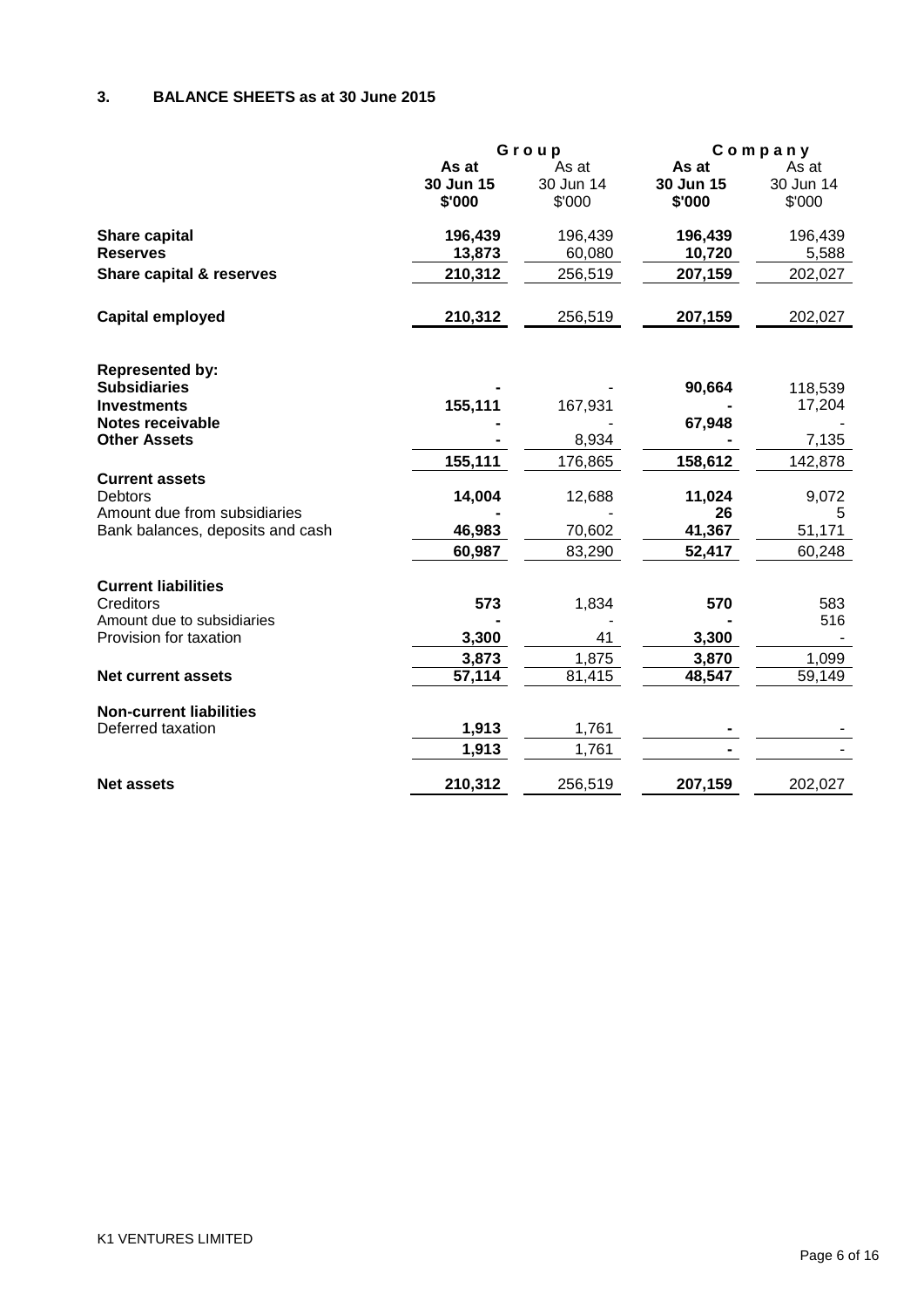## 3. BALANCE SHEETS as at 30 June 2015

| | Group | | Company | |
|---|---|---|---|---|
| | **As at 30 Jun 15 $'000** | As at 30 Jun 14 $'000 | **As at 30 Jun 15 $'000** | As at 30 Jun 14 $'000 |
| **Share capital** | **196,439** | 196,439 | **196,439** | 196,439 |
| **Reserves** | **13,873** | 60,080 | **10,720** | 5,588 |
| **Share capital & reserves** | **210,312** | 256,519 | **207,159** | 202,027 |
| | | | | |
| **Capital employed** | **210,312** | 256,519 | **207,159** | 202,027 |
| | | | | |
| **Represented by:** | | | | |
| **Subsidiaries** | **-** | - | **90,664** | 118,539 |
| **Investments** | **155,111** | 167,931 | **-** | 17,204 |
| **Notes receivable** | **-** | - | **67,948** | - |
| **Other Assets** | **-** | 8,934 | **-** | 7,135 |
| | **155,111** | 176,865 | **158,612** | 142,878 |
| **Current assets** | | | | |
| Debtors | **14,004** | 12,688 | **11,024** | 9,072 |
| Amount due from subsidiaries | **-** | - | **26** | 5 |
| Bank balances, deposits and cash | **46,983** | 70,602 | **41,367** | 51,171 |
| | **60,987** | 83,290 | **52,417** | 60,248 |
| | | | | |
| **Current liabilities** | | | | |
| Creditors | **573** | 1,834 | **570** | 583 |
| Amount due to subsidiaries | **-** | - | **-** | 516 |
| Provision for taxation | **3,300** | 41 | **3,300** | - |
| | **3,873** | 1,875 | **3,870** | 1,099 |
| **Net current assets** | **57,114** | 81,415 | **48,547** | 59,149 |
| | | | | |
| **Non-current liabilities** | | | | |
| Deferred taxation | **1,913** | 1,761 | **-** | - |
| | **1,913** | 1,761 | **-** | - |
| | | | | |
| **Net assets** | **210,312** | 256,519 | **207,159** | 202,027 |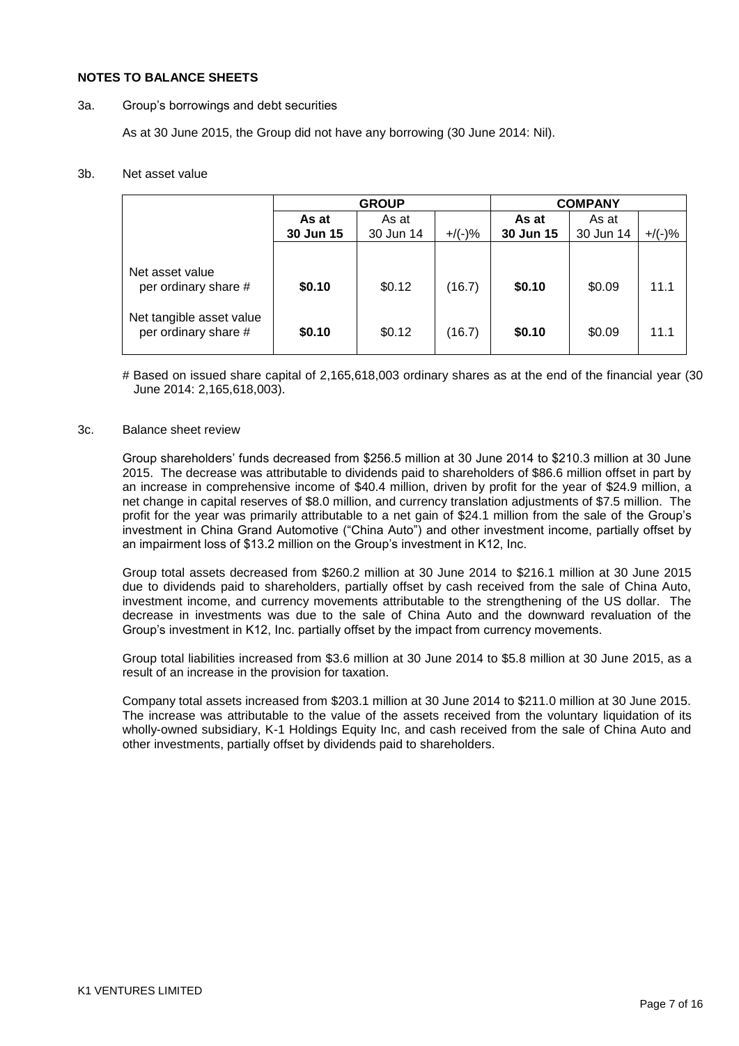## NOTES TO BALANCE SHEETS

3a. Group's borrowings and debt securities

As at 30 June 2015, the Group did not have any borrowing (30 June 2014: Nil).

3b. Net asset value

| | GROUP | | | COMPANY | | |
|---|---|---|---|---|---|---|
| | **As at 30 Jun 15** | As at 30 Jun 14 | +/(-)% | **As at 30 Jun 15** | As at 30 Jun 14 | +/(-)% |
| Net asset value per ordinary share # | **$0.10** | $0.12 | (16.7) | **$0.10** | $0.09 | 11.1 |
| Net tangible asset value per ordinary share # | **$0.10** | $0.12 | (16.7) | **$0.10** | $0.09 | 11.1 |

# Based on issued share capital of 2,165,618,003 ordinary shares as at the end of the financial year (30 June 2014: 2,165,618,003).

3c. Balance sheet review

Group shareholders' funds decreased from $256.5 million at 30 June 2014 to $210.3 million at 30 June 2015. The decrease was attributable to dividends paid to shareholders of $86.6 million offset in part by an increase in comprehensive income of $40.4 million, driven by profit for the year of $24.9 million, a net change in capital reserves of $8.0 million, and currency translation adjustments of $7.5 million. The profit for the year was primarily attributable to a net gain of $24.1 million from the sale of the Group's investment in China Grand Automotive ("China Auto") and other investment income, partially offset by an impairment loss of $13.2 million on the Group's investment in K12, Inc.

Group total assets decreased from $260.2 million at 30 June 2014 to $216.1 million at 30 June 2015 due to dividends paid to shareholders, partially offset by cash received from the sale of China Auto, investment income, and currency movements attributable to the strengthening of the US dollar. The decrease in investments was due to the sale of China Auto and the downward revaluation of the Group's investment in K12, Inc. partially offset by the impact from currency movements.

Group total liabilities increased from $3.6 million at 30 June 2014 to $5.8 million at 30 June 2015, as a result of an increase in the provision for taxation.

Company total assets increased from $203.1 million at 30 June 2014 to $211.0 million at 30 June 2015. The increase was attributable to the value of the assets received from the voluntary liquidation of its wholly-owned subsidiary, K-1 Holdings Equity Inc, and cash received from the sale of China Auto and other investments, partially offset by dividends paid to shareholders.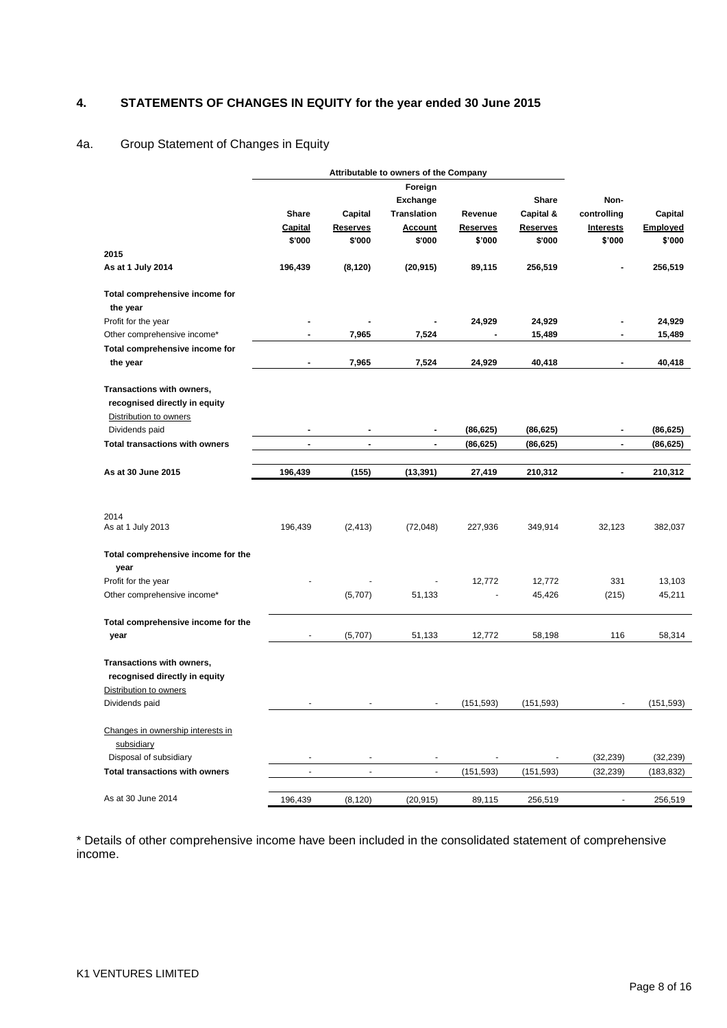## 4. STATEMENTS OF CHANGES IN EQUITY for the year ended 30 June 2015

### 4a. Group Statement of Changes in Equity

| | Attributable to owners of the Company | | | | | | |
|---|---|---|---|---|---|---|---|
| | Share Capital $'000 | Capital Reserves $'000 | Foreign Exchange Translation Account $'000 | Revenue Reserves $'000 | Share Capital & Reserves $'000 | Non-controlling Interests $'000 | Capital Employed $'000 |
| **2015** | | | | | | | |
| **As at 1 July 2014** | **196,439** | **(8,120)** | **(20,915)** | **89,115** | **256,519** | **-** | **256,519** |
| **Total comprehensive income for the year** | | | | | | | |
| Profit for the year | **-** | **-** | **-** | **24,929** | **24,929** | **-** | **24,929** |
| Other comprehensive income* | **-** | **7,965** | **7,524** | **-** | **15,489** | **-** | **15,489** |
| **Total comprehensive income for the year** | **-** | **7,965** | **7,524** | **24,929** | **40,418** | **-** | **40,418** |
| **Transactions with owners, recognised directly in equity** | | | | | | | |
| Distribution to owners | | | | | | | |
| Dividends paid | **-** | **-** | **-** | **(86,625)** | **(86,625)** | **-** | **(86,625)** |
| **Total transactions with owners** | **-** | **-** | **-** | **(86,625)** | **(86,625)** | **-** | **(86,625)** |
| **As at 30 June 2015** | **196,439** | **(155)** | **(13,391)** | **27,419** | **210,312** | **-** | **210,312** |
| 2014 | | | | | | | |
| As at 1 July 2013 | 196,439 | (2,413) | (72,048) | 227,936 | 349,914 | 32,123 | 382,037 |
| **Total comprehensive income for the year** | | | | | | | |
| Profit for the year | - | - | - | 12,772 | 12,772 | 331 | 13,103 |
| Other comprehensive income* | | (5,707) | 51,133 | - | 45,426 | (215) | 45,211 |
| **Total comprehensive income for the year** | - | (5,707) | 51,133 | 12,772 | 58,198 | 116 | 58,314 |
| **Transactions with owners, recognised directly in equity** | | | | | | | |
| Distribution to owners | | | | | | | |
| Dividends paid | - | - | - | (151,593) | (151,593) | - | (151,593) |
| Changes in ownership interests in subsidiary | | | | | | | |
| Disposal of subsidiary | - | - | - | - | - | (32,239) | (32,239) |
| **Total transactions with owners** | - | - | - | (151,593) | (151,593) | (32,239) | (183,832) |
| As at 30 June 2014 | 196,439 | (8,120) | (20,915) | 89,115 | 256,519 | - | 256,519 |

\* Details of other comprehensive income have been included in the consolidated statement of comprehensive income.

K1 VENTURES LIMITED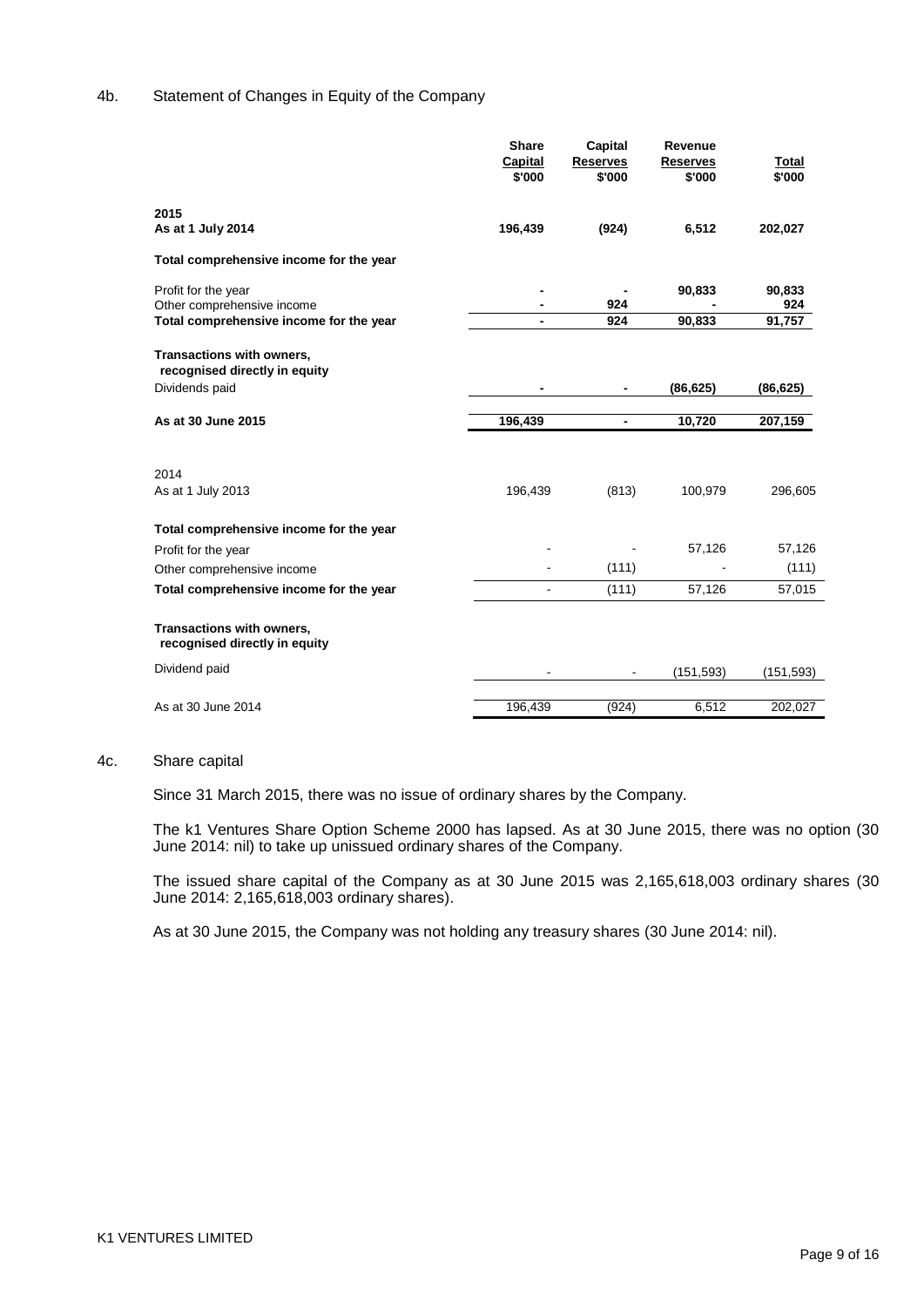## 4b. Statement of Changes in Equity of the Company

| | Share Capital $'000 | Capital Reserves $'000 | Revenue Reserves $'000 | Total $'000 |
|---|---|---|---|---|
| **2015** | | | | |
| **As at 1 July 2014** | **196,439** | **(924)** | **6,512** | **202,027** |
| **Total comprehensive income for the year** | | | | |
| Profit for the year | **-** | **-** | **90,833** | **90,833** |
| Other comprehensive income | **-** | **924** | **-** | **924** |
| **Total comprehensive income for the year** | **-** | **924** | **90,833** | **91,757** |
| **Transactions with owners, recognised directly in equity** | | | | |
| Dividends paid | **-** | **-** | **(86,625)** | **(86,625)** |
| **As at 30 June 2015** | **196,439** | **-** | **10,720** | **207,159** |
| | | | | |
| 2014 | | | | |
| As at 1 July 2013 | 196,439 | (813) | 100,979 | 296,605 |
| **Total comprehensive income for the year** | | | | |
| Profit for the year | - | - | 57,126 | 57,126 |
| Other comprehensive income | - | (111) | - | (111) |
| **Total comprehensive income for the year** | - | (111) | 57,126 | 57,015 |
| **Transactions with owners, recognised directly in equity** | | | | |
| Dividend paid | - | - | (151,593) | (151,593) |
| As at 30 June 2014 | 196,439 | (924) | 6,512 | 202,027 |

## 4c. Share capital

Since 31 March 2015, there was no issue of ordinary shares by the Company.

The k1 Ventures Share Option Scheme 2000 has lapsed. As at 30 June 2015, there was no option (30 June 2014: nil) to take up unissued ordinary shares of the Company.

The issued share capital of the Company as at 30 June 2015 was 2,165,618,003 ordinary shares (30 June 2014: 2,165,618,003 ordinary shares).

As at 30 June 2015, the Company was not holding any treasury shares (30 June 2014: nil).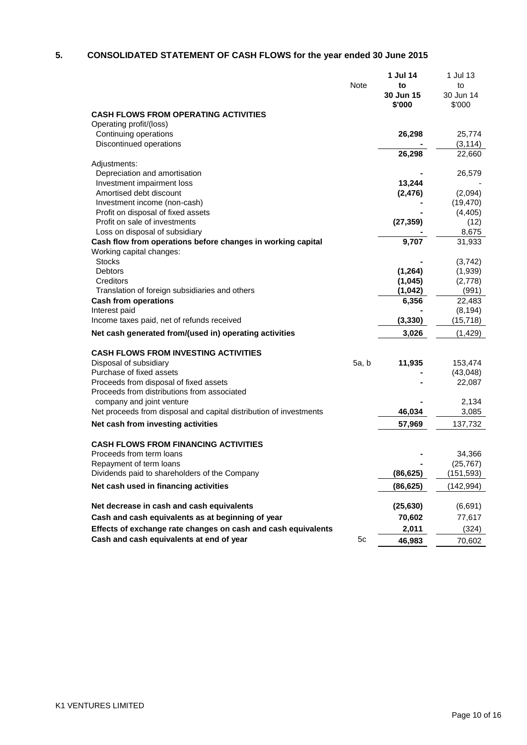## 5. CONSOLIDATED STATEMENT OF CASH FLOWS for the year ended 30 June 2015

| | Note | **1 Jul 14 to 30 Jun 15 $'000** | 1 Jul 13 to 30 Jun 14 $'000 |
|---|---|---|---|
| **CASH FLOWS FROM OPERATING ACTIVITIES** | | | |
| Operating profit/(loss) | | | |
| Continuing operations | | **26,298** | 25,774 |
| Discontinued operations | | **-** | (3,114) |
| | | **26,298** | 22,660 |
| Adjustments: | | | |
| Depreciation and amortisation | | **-** | 26,579 |
| Investment impairment loss | | **13,244** | - |
| Amortised debt discount | | **(2,476)** | (2,094) |
| Investment income (non-cash) | | **-** | (19,470) |
| Profit on disposal of fixed assets | | **-** | (4,405) |
| Profit on sale of investments | | **(27,359)** | (12) |
| Loss on disposal of subsidiary | | **-** | 8,675 |
| **Cash flow from operations before changes in working capital** | | **9,707** | 31,933 |
| Working capital changes: | | | |
| Stocks | | **-** | (3,742) |
| Debtors | | **(1,264)** | (1,939) |
| Creditors | | **(1,045)** | (2,778) |
| Translation of foreign subsidiaries and others | | **(1,042)** | (991) |
| **Cash from operations** | | **6,356** | 22,483 |
| Interest paid | | **-** | (8,194) |
| Income taxes paid, net of refunds received | | **(3,330)** | (15,718) |
| **Net cash generated from/(used in) operating activities** | | **3,026** | (1,429) |
| | | | |
| **CASH FLOWS FROM INVESTING ACTIVITIES** | | | |
| Disposal of subsidiary | 5a, b | **11,935** | 153,474 |
| Purchase of fixed assets | | **-** | (43,048) |
| Proceeds from disposal of fixed assets | | **-** | 22,087 |
| Proceeds from distributions from associated company and joint venture | | **-** | 2,134 |
| Net proceeds from disposal and capital distribution of investments | | **46,034** | 3,085 |
| **Net cash from investing activities** | | **57,969** | 137,732 |
| | | | |
| **CASH FLOWS FROM FINANCING ACTIVITIES** | | | |
| Proceeds from term loans | | **-** | 34,366 |
| Repayment of term loans | | **-** | (25,767) |
| Dividends paid to shareholders of the Company | | **(86,625)** | (151,593) |
| **Net cash used in financing activities** | | **(86,625)** | (142,994) |
| | | | |
| **Net decrease in cash and cash equivalents** | | **(25,630)** | (6,691) |
| **Cash and cash equivalents as at beginning of year** | | **70,602** | 77,617 |
| **Effects of exchange rate changes on cash and cash equivalents** | | **2,011** | (324) |
| **Cash and cash equivalents at end of year** | 5c | **46,983** | 70,602 |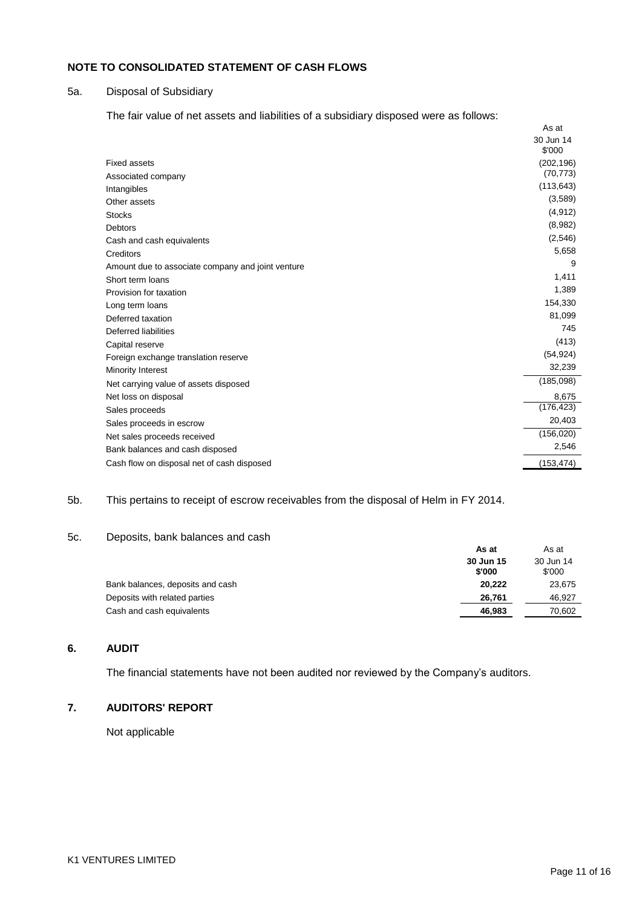## NOTE TO CONSOLIDATED STATEMENT OF CASH FLOWS

### 5a. Disposal of Subsidiary

The fair value of net assets and liabilities of a subsidiary disposed were as follows:

| | As at 30 Jun 14 $'000 |
|---|---|
| Fixed assets | (202,196) |
| Associated company | (70,773) |
| Intangibles | (113,643) |
| Other assets | (3,589) |
| Stocks | (4,912) |
| Debtors | (8,982) |
| Cash and cash equivalents | (2,546) |
| Creditors | 5,658 |
| Amount due to associate company and joint venture | 9 |
| Short term loans | 1,411 |
| Provision for taxation | 1,389 |
| Long term loans | 154,330 |
| Deferred taxation | 81,099 |
| Deferred liabilities | 745 |
| Capital reserve | (413) |
| Foreign exchange translation reserve | (54,924) |
| Minority Interest | 32,239 |
| Net carrying value of assets disposed | (185,098) |
| Net loss on disposal | 8,675 |
| Sales proceeds | (176,423) |
| Sales proceeds in escrow | 20,403 |
| Net sales proceeds received | (156,020) |
| Bank balances and cash disposed | 2,546 |
| Cash flow on disposal net of cash disposed | (153,474) |

### 5b. This pertains to receipt of escrow receivables from the disposal of Helm in FY 2014.

### 5c. Deposits, bank balances and cash

| | **As at 30 Jun 15 $'000** | As at 30 Jun 14 $'000 |
|---|---|---|
| Bank balances, deposits and cash | **20,222** | 23,675 |
| Deposits with related parties | **26,761** | 46,927 |
| Cash and cash equivalents | **46,983** | 70,602 |

## 6. AUDIT

The financial statements have not been audited nor reviewed by the Company's auditors.

## 7. AUDITORS' REPORT

Not applicable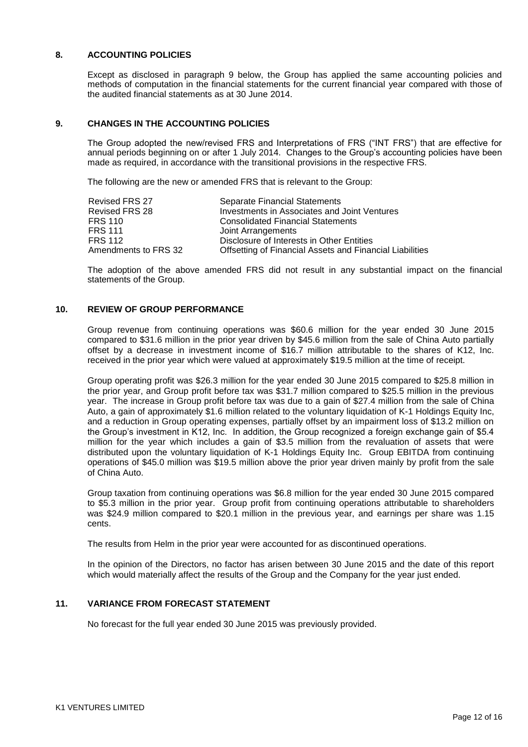## 8. ACCOUNTING POLICIES

Except as disclosed in paragraph 9 below, the Group has applied the same accounting policies and methods of computation in the financial statements for the current financial year compared with those of the audited financial statements as at 30 June 2014.

## 9. CHANGES IN THE ACCOUNTING POLICIES

The Group adopted the new/revised FRS and Interpretations of FRS ("INT FRS") that are effective for annual periods beginning on or after 1 July 2014. Changes to the Group's accounting policies have been made as required, in accordance with the transitional provisions in the respective FRS.

The following are the new or amended FRS that is relevant to the Group:

| | |
|---|---|
| Revised FRS 27 | Separate Financial Statements |
| Revised FRS 28 | Investments in Associates and Joint Ventures |
| FRS 110 | Consolidated Financial Statements |
| FRS 111 | Joint Arrangements |
| FRS 112 | Disclosure of Interests in Other Entities |
| Amendments to FRS 32 | Offsetting of Financial Assets and Financial Liabilities |

The adoption of the above amended FRS did not result in any substantial impact on the financial statements of the Group.

## 10. REVIEW OF GROUP PERFORMANCE

Group revenue from continuing operations was $60.6 million for the year ended 30 June 2015 compared to $31.6 million in the prior year driven by $45.6 million from the sale of China Auto partially offset by a decrease in investment income of $16.7 million attributable to the shares of K12, Inc. received in the prior year which were valued at approximately $19.5 million at the time of receipt.

Group operating profit was $26.3 million for the year ended 30 June 2015 compared to $25.8 million in the prior year, and Group profit before tax was $31.7 million compared to $25.5 million in the previous year. The increase in Group profit before tax was due to a gain of $27.4 million from the sale of China Auto, a gain of approximately $1.6 million related to the voluntary liquidation of K-1 Holdings Equity Inc, and a reduction in Group operating expenses, partially offset by an impairment loss of $13.2 million on the Group's investment in K12, Inc. In addition, the Group recognized a foreign exchange gain of $5.4 million for the year which includes a gain of $3.5 million from the revaluation of assets that were distributed upon the voluntary liquidation of K-1 Holdings Equity Inc. Group EBITDA from continuing operations of $45.0 million was $19.5 million above the prior year driven mainly by profit from the sale of China Auto.

Group taxation from continuing operations was $6.8 million for the year ended 30 June 2015 compared to $5.3 million in the prior year. Group profit from continuing operations attributable to shareholders was $24.9 million compared to $20.1 million in the previous year, and earnings per share was 1.15 cents.

The results from Helm in the prior year were accounted for as discontinued operations.

In the opinion of the Directors, no factor has arisen between 30 June 2015 and the date of this report which would materially affect the results of the Group and the Company for the year just ended.

## 11. VARIANCE FROM FORECAST STATEMENT

No forecast for the full year ended 30 June 2015 was previously provided.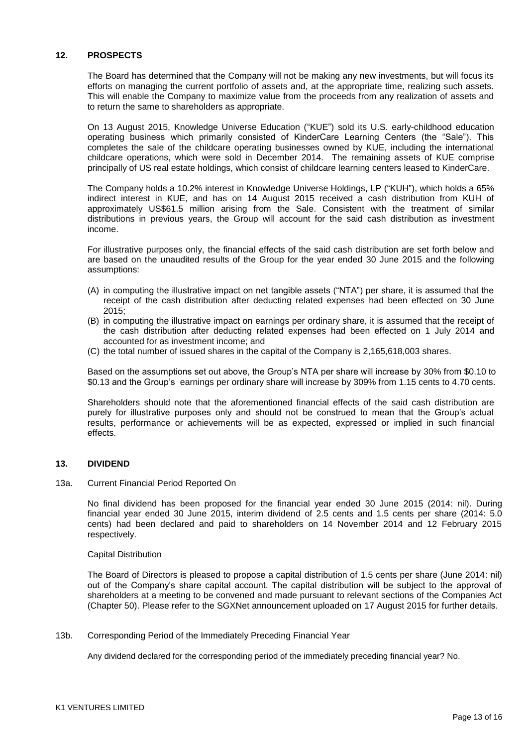## 12. PROSPECTS

The Board has determined that the Company will not be making any new investments, but will focus its efforts on managing the current portfolio of assets and, at the appropriate time, realizing such assets. This will enable the Company to maximize value from the proceeds from any realization of assets and to return the same to shareholders as appropriate.

On 13 August 2015, Knowledge Universe Education ("KUE") sold its U.S. early-childhood education operating business which primarily consisted of KinderCare Learning Centers (the "Sale"). This completes the sale of the childcare operating businesses owned by KUE, including the international childcare operations, which were sold in December 2014. The remaining assets of KUE comprise principally of US real estate holdings, which consist of childcare learning centers leased to KinderCare.

The Company holds a 10.2% interest in Knowledge Universe Holdings, LP ("KUH"), which holds a 65% indirect interest in KUE, and has on 14 August 2015 received a cash distribution from KUH of approximately US$61.5 million arising from the Sale. Consistent with the treatment of similar distributions in previous years, the Group will account for the said cash distribution as investment income.

For illustrative purposes only, the financial effects of the said cash distribution are set forth below and are based on the unaudited results of the Group for the year ended 30 June 2015 and the following assumptions:

(A) in computing the illustrative impact on net tangible assets ("NTA") per share, it is assumed that the receipt of the cash distribution after deducting related expenses had been effected on 30 June 2015;

(B) in computing the illustrative impact on earnings per ordinary share, it is assumed that the receipt of the cash distribution after deducting related expenses had been effected on 1 July 2014 and accounted for as investment income; and

(C) the total number of issued shares in the capital of the Company is 2,165,618,003 shares.

Based on the assumptions set out above, the Group's NTA per share will increase by 30% from $0.10 to $0.13 and the Group's earnings per ordinary share will increase by 309% from 1.15 cents to 4.70 cents.

Shareholders should note that the aforementioned financial effects of the said cash distribution are purely for illustrative purposes only and should not be construed to mean that the Group's actual results, performance or achievements will be as expected, expressed or implied in such financial effects.

## 13. DIVIDEND

### 13a. Current Financial Period Reported On

No final dividend has been proposed for the financial year ended 30 June 2015 (2014: nil). During financial year ended 30 June 2015, interim dividend of 2.5 cents and 1.5 cents per share (2014: 5.0 cents) had been declared and paid to shareholders on 14 November 2014 and 12 February 2015 respectively.

Capital Distribution

The Board of Directors is pleased to propose a capital distribution of 1.5 cents per share (June 2014: nil) out of the Company's share capital account. The capital distribution will be subject to the approval of shareholders at a meeting to be convened and made pursuant to relevant sections of the Companies Act (Chapter 50). Please refer to the SGXNet announcement uploaded on 17 August 2015 for further details.

### 13b. Corresponding Period of the Immediately Preceding Financial Year

Any dividend declared for the corresponding period of the immediately preceding financial year? No.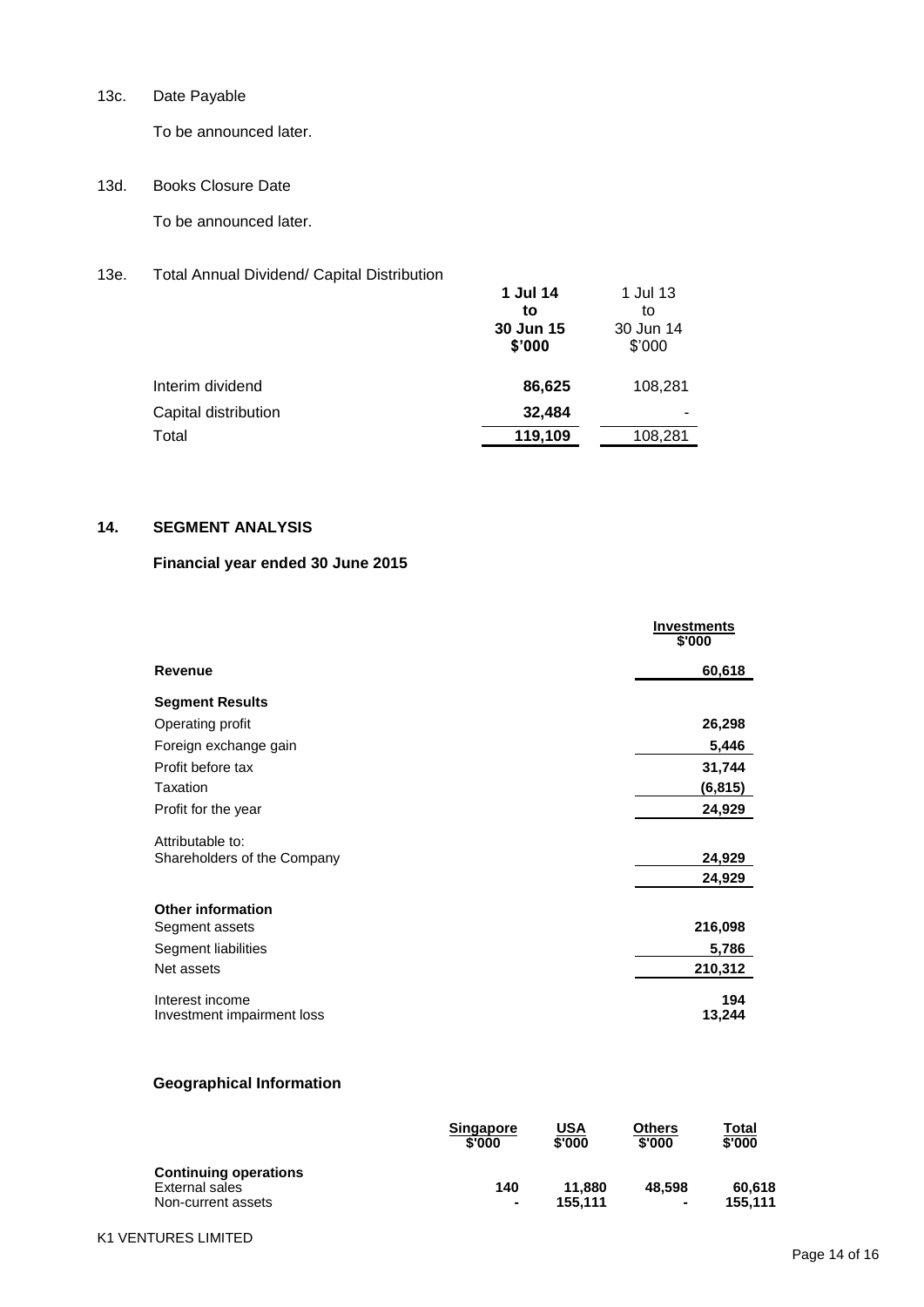13c. Date Payable

To be announced later.

13d. Books Closure Date

To be announced later.

13e. Total Annual Dividend/ Capital Distribution

| | **1 Jul 14 to 30 Jun 15 $'000** | 1 Jul 13 to 30 Jun 14 $'000 |
|---|---|---|
| Interim dividend | **86,625** | 108,281 |
| Capital distribution | **32,484** | - |
| Total | **119,109** | 108,281 |

## 14. SEGMENT ANALYSIS

### Financial year ended 30 June 2015

| | **Investments $'000** |
|---|---|
| **Revenue** | **60,618** |
| **Segment Results** | |
| Operating profit | **26,298** |
| Foreign exchange gain | **5,446** |
| Profit before tax | **31,744** |
| Taxation | **(6,815)** |
| Profit for the year | **24,929** |
| Attributable to: | |
| Shareholders of the Company | **24,929** |
| | **24,929** |
| **Other information** | |
| Segment assets | **216,098** |
| Segment liabilities | **5,786** |
| Net assets | **210,312** |
| Interest income | **194** |
| Investment impairment loss | **13,244** |

### Geographical Information

| | **Singapore $'000** | **USA $'000** | **Others $'000** | **Total $'000** |
|---|---|---|---|---|
| **Continuing operations** | | | | |
| External sales | **140** | **11,880** | **48,598** | **60,618** |
| Non-current assets | **-** | **155,111** | **-** | **155,111** |

K1 VENTURES LIMITED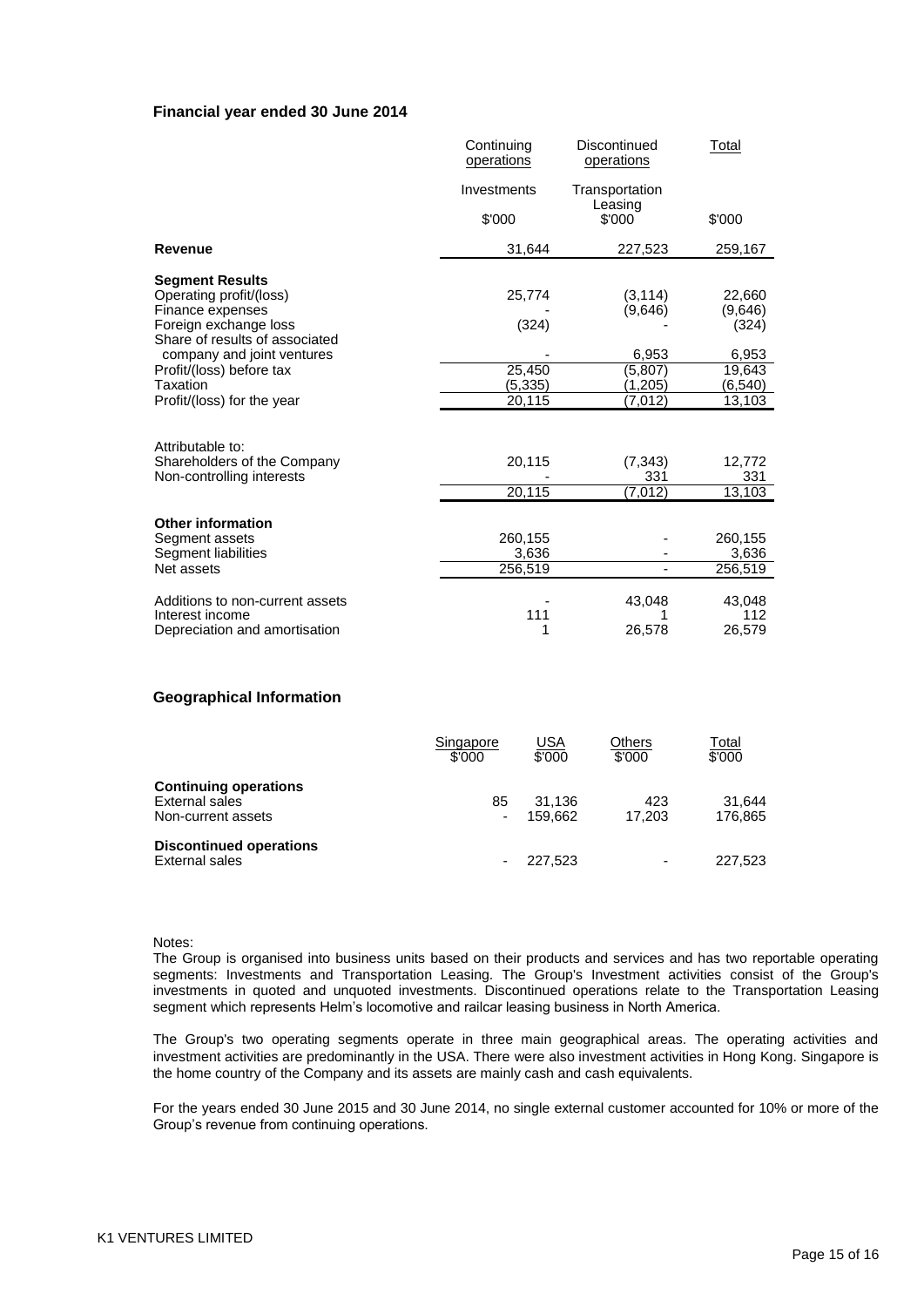**Financial year ended 30 June 2014**

| | Continuing operations | Discontinued operations | Total |
|---|---|---|---|
| | Investments | Transportation Leasing | |
| | $'000 | $'000 | $'000 |
| **Revenue** | 31,644 | 227,523 | 259,167 |
| **Segment Results** | | | |
| Operating profit/(loss) | 25,774 | (3,114) | 22,660 |
| Finance expenses | - | (9,646) | (9,646) |
| Foreign exchange loss | (324) | - | (324) |
| Share of results of associated company and joint ventures | - | 6,953 | 6,953 |
| Profit/(loss) before tax | 25,450 | (5,807) | 19,643 |
| Taxation | (5,335) | (1,205) | (6,540) |
| Profit/(loss) for the year | 20,115 | (7,012) | 13,103 |
| | | | |
| Attributable to: | | | |
| Shareholders of the Company | 20,115 | (7,343) | 12,772 |
| Non-controlling interests | - | 331 | 331 |
| | 20,115 | (7,012) | 13,103 |
| **Other information** | | | |
| Segment assets | 260,155 | - | 260,155 |
| Segment liabilities | 3,636 | - | 3,636 |
| Net assets | 256,519 | - | 256,519 |
| | | | |
| Additions to non-current assets | - | 43,048 | 43,048 |
| Interest income | 111 | 1 | 112 |
| Depreciation and amortisation | 1 | 26,578 | 26,579 |

**Geographical Information**

| | Singapore $'000 | USA $'000 | Others $'000 | Total $'000 |
|---|---|---|---|---|
| **Continuing operations** | | | | |
| External sales | 85 | 31,136 | 423 | 31,644 |
| Non-current assets | - | 159,662 | 17,203 | 176,865 |
| **Discontinued operations** | | | | |
| External sales | - | 227,523 | - | 227,523 |

Notes:

The Group is organised into business units based on their products and services and has two reportable operating segments: Investments and Transportation Leasing. The Group's Investment activities consist of the Group's investments in quoted and unquoted investments. Discontinued operations relate to the Transportation Leasing segment which represents Helm's locomotive and railcar leasing business in North America.

The Group's two operating segments operate in three main geographical areas. The operating activities and investment activities are predominantly in the USA. There were also investment activities in Hong Kong. Singapore is the home country of the Company and its assets are mainly cash and cash equivalents.

For the years ended 30 June 2015 and 30 June 2014, no single external customer accounted for 10% or more of the Group's revenue from continuing operations.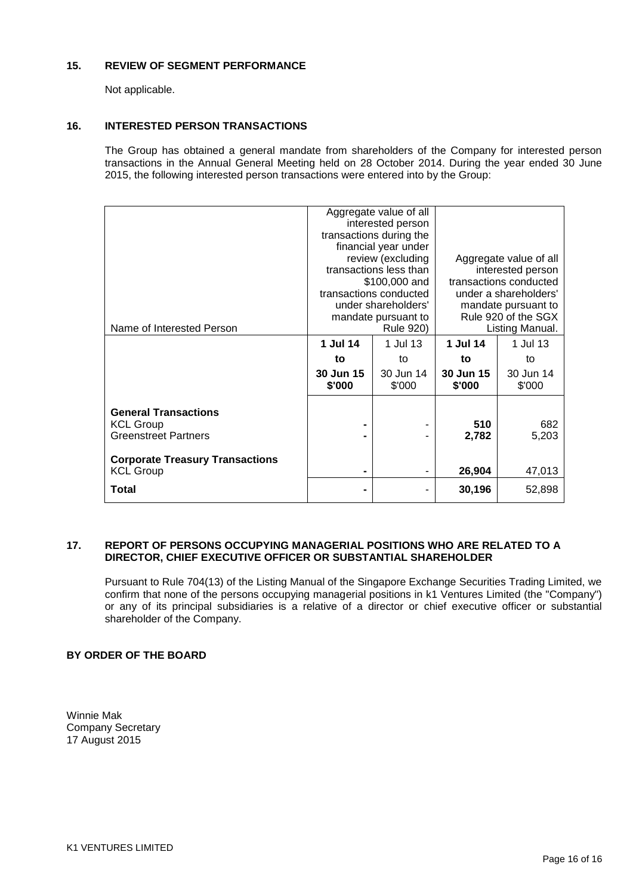## 15. REVIEW OF SEGMENT PERFORMANCE

Not applicable.

## 16. INTERESTED PERSON TRANSACTIONS

The Group has obtained a general mandate from shareholders of the Company for interested person transactions in the Annual General Meeting held on 28 October 2014. During the year ended 30 June 2015, the following interested person transactions were entered into by the Group:

| Name of Interested Person | Aggregate value of all interested person transactions during the financial year under review (excluding transactions less than \$100,000 and transactions conducted under shareholders' mandate pursuant to Rule 920) | | Aggregate value of all interested person transactions conducted under a shareholders' mandate pursuant to Rule 920 of the SGX Listing Manual. | |
|---|---|---|---|---|
| | **1 Jul 14 to 30 Jun 15 \$'000** | 1 Jul 13 to 30 Jun 14 \$'000 | **1 Jul 14 to 30 Jun 15 \$'000** | 1 Jul 13 to 30 Jun 14 \$'000 |
| **General Transactions** | | | | |
| KCL Group | **-** | - | **510** | 682 |
| Greenstreet Partners | **-** | - | **2,782** | 5,203 |
| **Corporate Treasury Transactions** | | | | |
| KCL Group | **-** | - | **26,904** | 47,013 |
| **Total** | **-** | - | **30,196** | 52,898 |

## 17. REPORT OF PERSONS OCCUPYING MANAGERIAL POSITIONS WHO ARE RELATED TO A DIRECTOR, CHIEF EXECUTIVE OFFICER OR SUBSTANTIAL SHAREHOLDER

Pursuant to Rule 704(13) of the Listing Manual of the Singapore Exchange Securities Trading Limited, we confirm that none of the persons occupying managerial positions in k1 Ventures Limited (the "Company") or any of its principal subsidiaries is a relative of a director or chief executive officer or substantial shareholder of the Company.

**BY ORDER OF THE BOARD**

Winnie Mak
Company Secretary
17 August 2015